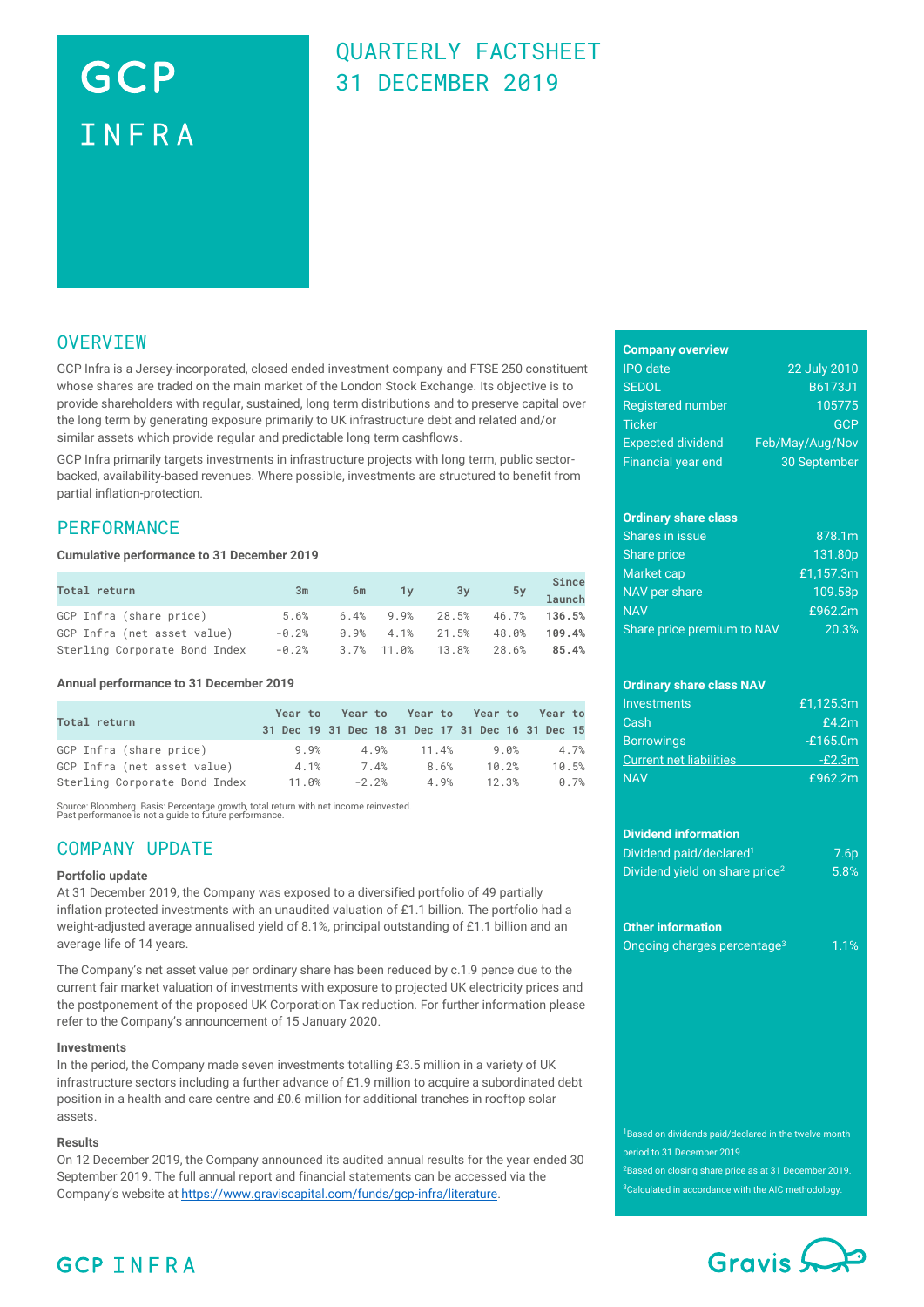# GCP INFRA

## QUARTERLY FACTSHEET 31 DECEMBER 2019

## OVERVIEW

GCP Infra is a Jersey-incorporated, closed ended investment company and FTSE 250 constituent whose shares are traded on the main market of the London Stock Exchange. Its objective is to provide shareholders with regular, sustained, long term distributions and to preserve capital over the long term by generating exposure primarily to UK infrastructure debt and related and/or similar assets which provide regular and predictable long term cashflows.

GCP Infra primarily targets investments in infrastructure projects with long term, public sector-backed, availability-based revenues. Where possible, investments are structured to benefit from partial inflation-protection.

## PERFORMANCE

**Cumulative performance to 31 December 2019**

| Total return | 3m | 6m | 1y | 3y | 5y | Since launch |
|---|---|---|---|---|---|---|
| GCP Infra (share price) | 5.6% | 6.4% | 9.9% | 28.5% | 46.7% | **136.5%** |
| GCP Infra (net asset value) | -0.2% | 0.9% | 4.1% | 21.5% | 48.0% | **109.4%** |
| Sterling Corporate Bond Index | -0.2% | 3.7% | 11.0% | 13.8% | 28.6% | **85.4%** |

**Annual performance to 31 December 2019**

| Total return | Year to 31 Dec 19 | Year to 31 Dec 18 | Year to 31 Dec 17 | Year to 31 Dec 16 | Year to 31 Dec 15 |
|---|---|---|---|---|---|
| GCP Infra (share price) | 9.9% | 4.9% | 11.4% | 9.0% | 4.7% |
| GCP Infra (net asset value) | 4.1% | 7.4% | 8.6% | 10.2% | 10.5% |
| Sterling Corporate Bond Index | 11.0% | -2.2% | 4.9% | 12.3% | 0.7% |

Source: Bloomberg. Basis: Percentage growth, total return with net income reinvested.
Past performance is not a guide to future performance.

## COMPANY UPDATE

**Portfolio update**

At 31 December 2019, the Company was exposed to a diversified portfolio of 49 partially inflation protected investments with an unaudited valuation of £1.1 billion. The portfolio had a weight-adjusted average annualised yield of 8.1%, principal outstanding of £1.1 billion and an average life of 14 years.

The Company's net asset value per ordinary share has been reduced by c.1.9 pence due to the current fair market valuation of investments with exposure to projected UK electricity prices and the postponement of the proposed UK Corporation Tax reduction. For further information please refer to the Company's announcement of 15 January 2020.

**Investments**

In the period, the Company made seven investments totalling £3.5 million in a variety of UK infrastructure sectors including a further advance of £1.9 million to acquire a subordinated debt position in a health and care centre and £0.6 million for additional tranches in rooftop solar assets.

**Results**

On 12 December 2019, the Company announced its audited annual results for the year ended 30 September 2019. The full annual report and financial statements can be accessed via the Company's website at https://www.graviscapital.com/funds/gcp-infra/literature.

| Company overview | |
|---|---|
| IPO date | 22 July 2010 |
| SEDOL | B6173J1 |
| Registered number | 105775 |
| Ticker | GCP |
| Expected dividend | Feb/May/Aug/Nov |
| Financial year end | 30 September |

| Ordinary share class | |
|---|---|
| Shares in issue | 878.1m |
| Share price | 131.80p |
| Market cap | £1,157.3m |
| NAV per share | 109.58p |
| NAV | £962.2m |
| Share price premium to NAV | 20.3% |

| Ordinary share class NAV | |
|---|---|
| Investments | £1,125.3m |
| Cash | £4.2m |
| Borrowings | -£165.0m |
| Current net liabilities | -£2.3m |
| NAV | £962.2m |

| Dividend information | |
|---|---|
| Dividend paid/declared[1] | 7.6p |
| Dividend yield on share price[2] | 5.8% |

| Other information | |
|---|---|
| Ongoing charges percentage[3] | 1.1% |

[1]Based on dividends paid/declared in the twelve month period to 31 December 2019.
[2]Based on closing share price as at 31 December 2019.
[3]Calculated in accordance with the AIC methodology.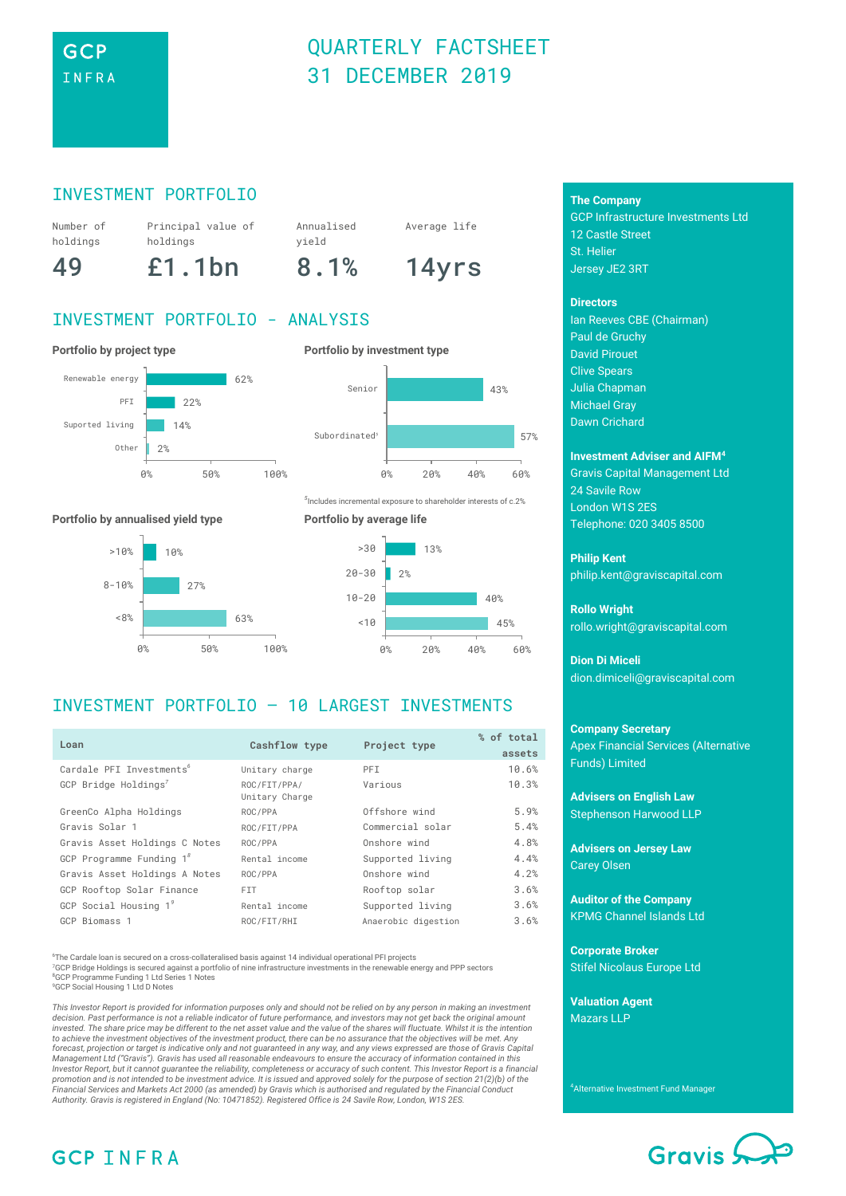GCP INFRA

# QUARTERLY FACTSHEET 31 DECEMBER 2019

## INVESTMENT PORTFOLIO

| Number of holdings | Principal value of holdings | Annualised yield | Average life |
|---|---|---|---|
| 49 | £1.1bn | 8.1% | 14yrs |

## INVESTMENT PORTFOLIO - ANALYSIS

**Portfolio by project type**

Renewable energy 62%
PFI 22%
Suported living 14%
Other 2%
0% 50% 100%

**Portfolio by investment type**

Senior 43%
Subordinated[5] 57%
0% 20% 40% 60%

[5]Includes incremental exposure to shareholder interests of c.2%

**Portfolio by annualised yield type**

>10% 10%
8-10% 27%
<8% 63%
0% 50% 100%

**Portfolio by average life**

>30 13%
20-30 2%
10-20 40%
<10 45%
0% 20% 40% 60%

## INVESTMENT PORTFOLIO – 10 LARGEST INVESTMENTS

| Loan | Cashflow type | Project type | % of total assets |
|---|---|---|---|
| Cardale PFI Investments[6] | Unitary charge | PFI | 10.6% |
| GCP Bridge Holdings[7] | ROC/FIT/PPA/ Unitary Charge | Various | 10.3% |
| GreenCo Alpha Holdings | ROC/PPA | Offshore wind | 5.9% |
| Gravis Solar 1 | ROC/FIT/PPA | Commercial solar | 5.4% |
| Gravis Asset Holdings C Notes | ROC/PPA | Onshore wind | 4.8% |
| GCP Programme Funding 1[8] | Rental income | Supported living | 4.4% |
| Gravis Asset Holdings A Notes | ROC/PPA | Onshore wind | 4.2% |
| GCP Rooftop Solar Finance | FIT | Rooftop solar | 3.6% |
| GCP Social Housing 1[9] | Rental income | Supported living | 3.6% |
| GCP Biomass 1 | ROC/FIT/RHI | Anaerobic digestion | 3.6% |

[6]The Cardale loan is secured on a cross-collateralised basis against 14 individual operational PFI projects
[7]GCP Bridge Holdings is secured against a portfolio of nine infrastructure investments in the renewable energy and PPP sectors
[8]GCP Programme Funding 1 Ltd Series 1 Notes
[9]GCP Social Housing 1 Ltd D Notes

*This Investor Report is provided for information purposes only and should not be relied on by any person in making an investment decision. Past performance is not a reliable indicator of future performance, and investors may not get back the original amount invested. The share price may be different to the net asset value and the value of the shares will fluctuate. Whilst it is the intention to achieve the investment objectives of the investment product, there can be no assurance that the objectives will be met. Any forecast, projection or target is indicative only and not guaranteed in any way, and any views expressed are those of Gravis Capital Management Ltd ("Gravis"). Gravis has used all reasonable endeavours to ensure the accuracy of information contained in this Investor Report, but it cannot guarantee the reliability, completeness or accuracy of such content. This Investor Report is a financial promotion and is not intended to be investment advice. It is issued and approved solely for the purpose of section 21(2)(b) of the Financial Services and Markets Act 2000 (as amended) by Gravis which is authorised and regulated by the Financial Conduct Authority. Gravis is registered in England (No: 10471852). Registered Office is 24 Savile Row, London, W1S 2ES.*

**The Company**
GCP Infrastructure Investments Ltd
12 Castle Street
St. Helier
Jersey JE2 3RT

**Directors**
Ian Reeves CBE (Chairman)
Paul de Gruchy
David Pirouet
Clive Spears
Julia Chapman
Michael Gray
Dawn Crichard

**Investment Adviser and AIFM[4]**
Gravis Capital Management Ltd
24 Savile Row
London W1S 2ES
Telephone: 020 3405 8500

**Philip Kent**
philip.kent@graviscapital.com

**Rollo Wright**
rollo.wright@graviscapital.com

**Dion Di Miceli**
dion.dimiceli@graviscapital.com

**Company Secretary**
Apex Financial Services (Alternative Funds) Limited

**Advisers on English Law**
Stephenson Harwood LLP

**Advisers on Jersey Law**
Carey Olsen

**Auditor of the Company**
KPMG Channel Islands Ltd

**Corporate Broker**
Stifel Nicolaus Europe Ltd

**Valuation Agent**
Mazars LLP

[4]Alternative Investment Fund Manager

GCP INFRA

Gravis